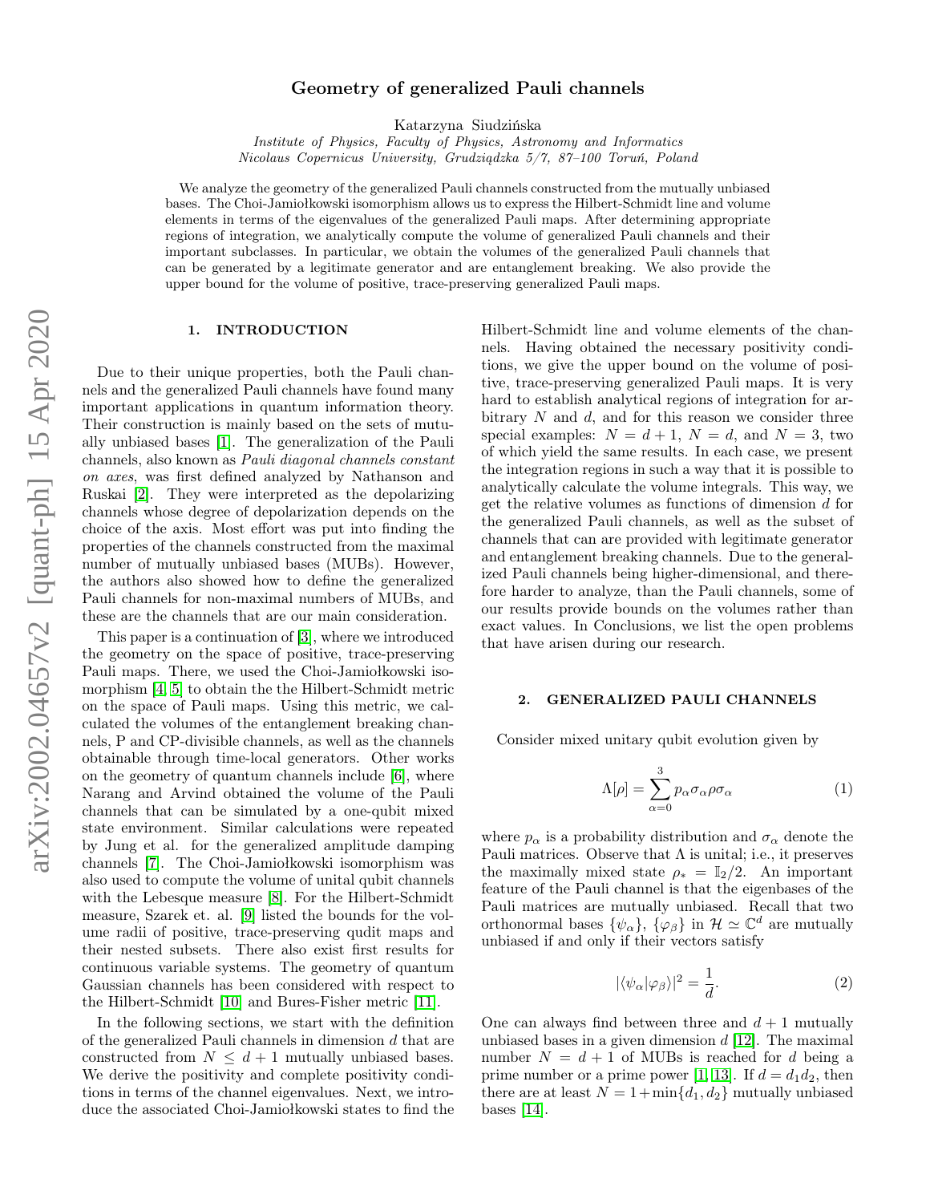# Geometry of generalized Pauli channels

Katarzyna Siudzińska

*Institute of Physics, Faculty of Physics, Astronomy and Informatics*
*Nicolaus Copernicus University, Grudziądzka 5/7, 87–100 Toruń, Poland*

We analyze the geometry of the generalized Pauli channels constructed from the mutually unbiased bases. The Choi-Jamiołkowski isomorphism allows us to express the Hilbert-Schmidt line and volume elements in terms of the eigenvalues of the generalized Pauli maps. After determining appropriate regions of integration, we analytically compute the volume of generalized Pauli channels and their important subclasses. In particular, we obtain the volumes of the generalized Pauli channels that can be generated by a legitimate generator and are entanglement breaking. We also provide the upper bound for the volume of positive, trace-preserving generalized Pauli maps.

## 1. INTRODUCTION

Due to their unique properties, both the Pauli channels and the generalized Pauli channels have found many important applications in quantum information theory. Their construction is mainly based on the sets of mutually unbiased bases [1]. The generalization of the Pauli channels, also known as *Pauli diagonal channels constant on axes*, was first defined analyzed by Nathanson and Ruskai [2]. They were interpreted as the depolarizing channels whose degree of depolarization depends on the choice of the axis. Most effort was put into finding the properties of the channels constructed from the maximal number of mutually unbiased bases (MUBs). However, the authors also showed how to define the generalized Pauli channels for non-maximal numbers of MUBs, and these are the channels that are our main consideration.

This paper is a continuation of [3], where we introduced the geometry on the space of positive, trace-preserving Pauli maps. There, we used the Choi-Jamiołkowski isomorphism [4, 5] to obtain the the Hilbert-Schmidt metric on the space of Pauli maps. Using this metric, we calculated the volumes of the entanglement breaking channels, P and CP-divisible channels, as well as the channels obtainable through time-local generators. Other works on the geometry of quantum channels include [6], where Narang and Arvind obtained the volume of the Pauli channels that can be simulated by a one-qubit mixed state environment. Similar calculations were repeated by Jung et al. for the generalized amplitude damping channels [7]. The Choi-Jamiołkowski isomorphism was also used to compute the volume of unital qubit channels with the Lebesque measure [8]. For the Hilbert-Schmidt measure, Szarek et. al. [9] listed the bounds for the volume radii of positive, trace-preserving qudit maps and their nested subsets. There also exist first results for continuous variable systems. The geometry of quantum Gaussian channels has been considered with respect to the Hilbert-Schmidt [10] and Bures-Fisher metric [11].

In the following sections, we start with the definition of the generalized Pauli channels in dimension $d$ that are constructed from $N \leq d+1$ mutually unbiased bases. We derive the positivity and complete positivity conditions in terms of the channel eigenvalues. Next, we introduce the associated Choi-Jamiołkowski states to find the Hilbert-Schmidt line and volume elements of the channels. Having obtained the necessary positivity conditions, we give the upper bound on the volume of positive, trace-preserving generalized Pauli maps. It is very hard to establish analytical regions of integration for arbitrary $N$ and $d$, and for this reason we consider three special examples: $N = d+1$, $N = d$, and $N = 3$, two of which yield the same results. In each case, we present the integration regions in such a way that it is possible to analytically calculate the volume integrals. This way, we get the relative volumes as functions of dimension $d$ for the generalized Pauli channels, as well as the subset of channels that can are provided with legitimate generator and entanglement breaking channels. Due to the generalized Pauli channels being higher-dimensional, and therefore harder to analyze, than the Pauli channels, some of our results provide bounds on the volumes rather than exact values. In Conclusions, we list the open problems that have arisen during our research.

## 2. GENERALIZED PAULI CHANNELS

Consider mixed unitary qubit evolution given by

$$\Lambda[\rho] = \sum_{\alpha=0}^{3} p_\alpha \sigma_\alpha \rho \sigma_\alpha \tag{1}$$

where $p_\alpha$ is a probability distribution and $\sigma_\alpha$ denote the Pauli matrices. Observe that $\Lambda$ is unital; i.e., it preserves the maximally mixed state $\rho_* = \mathbb{I}_2/2$. An important feature of the Pauli channel is that the eigenbases of the Pauli matrices are mutually unbiased. Recall that two orthonormal bases $\{\psi_\alpha\}$, $\{\varphi_\beta\}$ in $\mathcal{H} \simeq \mathbb{C}^d$ are mutually unbiased if and only if their vectors satisfy

$$|\langle \psi_\alpha | \varphi_\beta \rangle|^2 = \frac{1}{d}. \tag{2}$$

One can always find between three and $d+1$ mutually unbiased bases in a given dimension $d$ [12]. The maximal number $N = d+1$ of MUBs is reached for $d$ being a prime number or a prime power [1, 13]. If $d = d_1 d_2$, then there are at least $N = 1 + \min\{d_1, d_2\}$ mutually unbiased bases [14].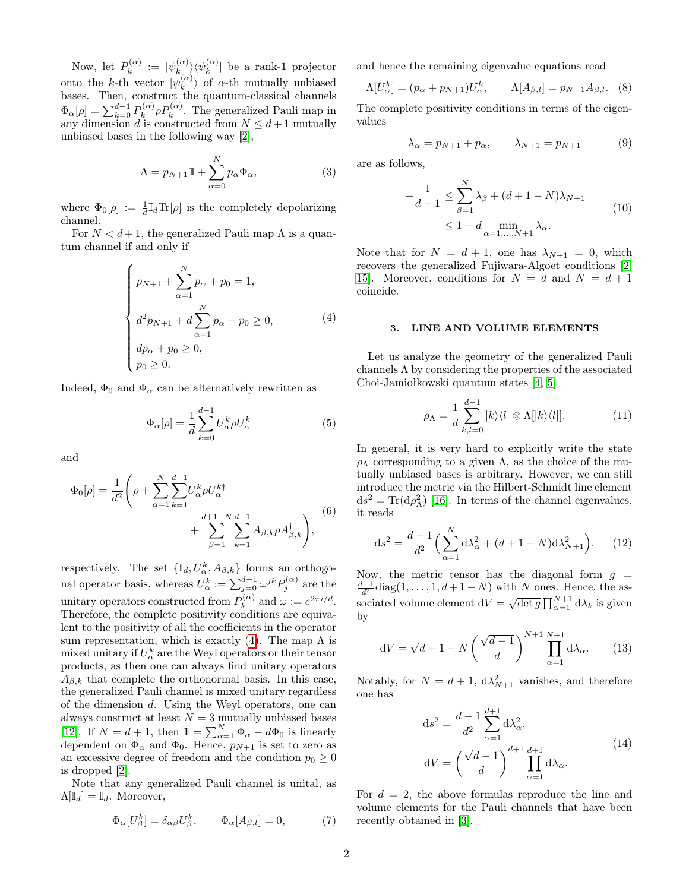Now, let $P_k^{(\alpha)} := |\psi_k^{(\alpha)}\rangle\langle\psi_k^{(\alpha)}|$ be a rank-1 projector onto the $k$-th vector $|\psi_k^{(\alpha)}\rangle$ of $\alpha$-th mutually unbiased bases. Then, construct the quantum-classical channels $\Phi_\alpha[\rho] = \sum_{k=0}^{d-1} P_k^{(\alpha)} \rho P_k^{(\alpha)}$. The generalized Pauli map in any dimension $d$ is constructed from $N \leq d+1$ mutually unbiased bases in the following way [2],

$$\Lambda = p_{N+1}\mathbb{1} + \sum_{\alpha=0}^{N} p_\alpha \Phi_\alpha, \tag{3}$$

where $\Phi_0[\rho] := \frac{1}{d}\mathbb{I}_d \mathrm{Tr}[\rho]$ is the completely depolarizing channel.

For $N < d+1$, the generalized Pauli map $\Lambda$ is a quantum channel if and only if

$$\begin{cases} p_{N+1} + \sum_{\alpha=1}^{N} p_\alpha + p_0 = 1, \\ d^2 p_{N+1} + d \sum_{\alpha=1}^{N} p_\alpha + p_0 \geq 0, \\ d p_\alpha + p_0 \geq 0, \\ p_0 \geq 0. \end{cases} \tag{4}$$

Indeed, $\Phi_0$ and $\Phi_\alpha$ can be alternatively rewritten as

$$\Phi_\alpha[\rho] = \frac{1}{d}\sum_{k=0}^{d-1} U_\alpha^k \rho U_\alpha^k \tag{5}$$

and

$$\Phi_0[\rho] = \frac{1}{d^2}\Bigg(\rho + \sum_{\alpha=1}^{N}\sum_{k=1}^{d-1} U_\alpha^k \rho U_\alpha^{k\dagger} + \sum_{\beta=1}^{d+1-N}\sum_{k=1}^{d-1} A_{\beta,k}\rho A_{\beta,k}^\dagger\Bigg), \tag{6}$$

respectively. The set $\{\mathbb{I}_d, U_\alpha^k, A_{\beta,k}\}$ forms an orthogonal operator basis, whereas $U_\alpha^k := \sum_{j=0}^{d-1}\omega^{jk}P_j^{(\alpha)}$ are the unitary operators constructed from $P_k^{(\alpha)}$ and $\omega := e^{2\pi i/d}$. Therefore, the complete positivity conditions are equivalent to the positivity of all the coefficients in the operator sum representation, which is exactly (4). The map $\Lambda$ is mixed unitary if $U_\alpha^k$ are the Weyl operators or their tensor products, as then one can always find unitary operators $A_{\beta,k}$ that complete the orthonormal basis. In this case, the generalized Pauli channel is mixed unitary regardless of the dimension $d$. Using the Weyl operators, one can always construct at least $N = 3$ mutually unbiased bases [12]. If $N = d+1$, then $\mathbb{1} = \sum_{\alpha=1}^{N}\Phi_\alpha - d\Phi_0$ is linearly dependent on $\Phi_\alpha$ and $\Phi_0$. Hence, $p_{N+1}$ is set to zero as an excessive degree of freedom and the condition $p_0 \geq 0$ is dropped [2].

Note that any generalized Pauli channel is unital, as $\Lambda[\mathbb{I}_d] = \mathbb{I}_d$. Moreover,

$$\Phi_\alpha[U_\beta^k] = \delta_{\alpha\beta}U_\beta^k, \qquad \Phi_\alpha[A_{\beta,l}] = 0, \tag{7}$$

and hence the remaining eigenvalue equations read

$$\Lambda[U_\alpha^k] = (p_\alpha + p_{N+1})U_\alpha^k, \qquad \Lambda[A_{\beta,l}] = p_{N+1}A_{\beta,l}. \tag{8}$$

The complete positivity conditions in terms of the eigenvalues

$$\lambda_\alpha = p_{N+1} + p_\alpha, \qquad \lambda_{N+1} = p_{N+1} \tag{9}$$

are as follows,

$$\begin{aligned} -\frac{1}{d-1} &\leq \sum_{\beta=1}^{N}\lambda_\beta + (d+1-N)\lambda_{N+1} \\ &\leq 1 + d \min_{\alpha=1,\dots,N+1}\lambda_\alpha. \end{aligned} \tag{10}$$

Note that for $N = d+1$, one has $\lambda_{N+1} = 0$, which recovers the generalized Fujiwara-Algoet conditions [2, 15]. Moreover, conditions for $N = d$ and $N = d+1$ coincide.

## 3. LINE AND VOLUME ELEMENTS

Let us analyze the geometry of the generalized Pauli channels $\Lambda$ by considering the properties of the associated Choi-Jamiołkowski quantum states [4, 5]

$$\rho_\Lambda = \frac{1}{d}\sum_{k,l=0}^{d-1}|k\rangle\langle l| \otimes \Lambda[|k\rangle\langle l|]. \tag{11}$$

In general, it is very hard to explicitly write the state $\rho_\Lambda$ corresponding to a given $\Lambda$, as the choice of the mutually unbiased bases is arbitrary. However, we can still introduce the metric via the Hilbert-Schmidt line element $\mathrm{d}s^2 = \mathrm{Tr}(\mathrm{d}\rho_\Lambda^2)$ [16]. In terms of the channel eigenvalues, it reads

$$\mathrm{d}s^2 = \frac{d-1}{d^2}\Big(\sum_{\alpha=1}^{N}\mathrm{d}\lambda_\alpha^2 + (d+1-N)\mathrm{d}\lambda_{N+1}^2\Big). \tag{12}$$

Now, the metric tensor has the diagonal form $g = \frac{d-1}{d^2}\mathrm{diag}(1,\dots,1,d+1-N)$ with $N$ ones. Hence, the associated volume element $\mathrm{d}V = \sqrt{\det g}\prod_{\alpha=1}^{N+1}\mathrm{d}\lambda_k$ is given by

$$\mathrm{d}V = \sqrt{d+1-N}\left(\frac{\sqrt{d-1}}{d}\right)^{N+1}\prod_{\alpha=1}^{N+1}\mathrm{d}\lambda_\alpha. \tag{13}$$

Notably, for $N = d+1$, $\mathrm{d}\lambda_{N+1}^2$ vanishes, and therefore one has

$$\begin{aligned} \mathrm{d}s^2 &= \frac{d-1}{d^2}\sum_{\alpha=1}^{d+1}\mathrm{d}\lambda_\alpha^2, \\ \mathrm{d}V &= \left(\frac{\sqrt{d-1}}{d}\right)^{d+1}\prod_{\alpha=1}^{d+1}\mathrm{d}\lambda_\alpha. \end{aligned} \tag{14}$$

For $d = 2$, the above formulas reproduce the line and volume elements for the Pauli channels that have been recently obtained in [3].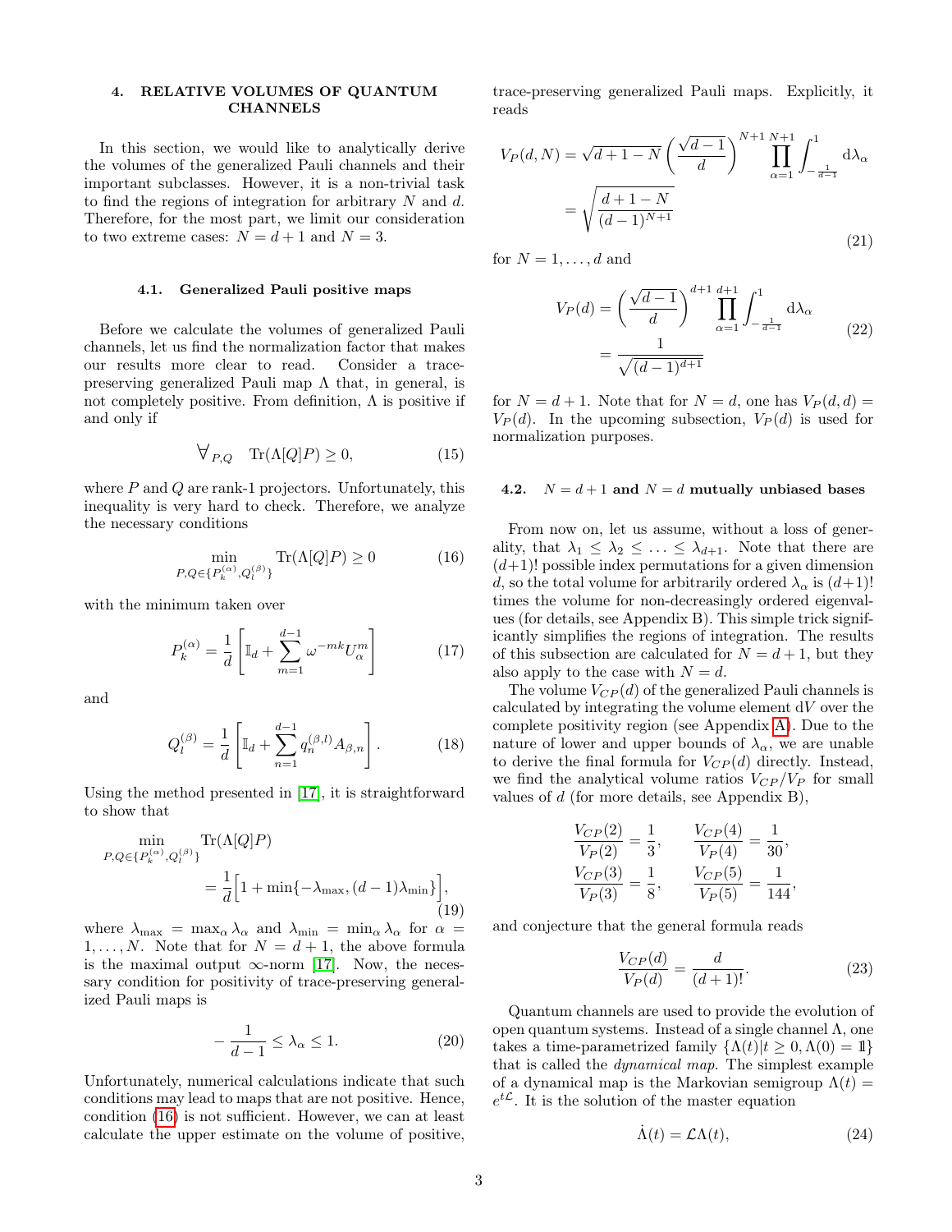## 4. RELATIVE VOLUMES OF QUANTUM CHANNELS

In this section, we would like to analytically derive the volumes of the generalized Pauli channels and their important subclasses. However, it is a non-trivial task to find the regions of integration for arbitrary $N$ and $d$. Therefore, for the most part, we limit our consideration to two extreme cases: $N = d+1$ and $N = 3$.

### 4.1. Generalized Pauli positive maps

Before we calculate the volumes of generalized Pauli channels, let us find the normalization factor that makes our results more clear to read. Consider a trace-preserving generalized Pauli map $\Lambda$ that, in general, is not completely positive. From definition, $\Lambda$ is positive if and only if

$$\forall_{P,Q} \quad \mathrm{Tr}(\Lambda[Q]P) \geq 0, \tag{15}$$

where $P$ and $Q$ are rank-1 projectors. Unfortunately, this inequality is very hard to check. Therefore, we analyze the necessary conditions

$$\min_{P,Q\in\{P_k^{(\alpha)},Q_l^{(\beta)}\}} \mathrm{Tr}(\Lambda[Q]P) \geq 0 \tag{16}$$

with the minimum taken over

$$P_k^{(\alpha)} = \frac{1}{d}\left[\mathbb{I}_d + \sum_{m=1}^{d-1}\omega^{-mk}U_\alpha^m\right] \tag{17}$$

and

$$Q_l^{(\beta)} = \frac{1}{d}\left[\mathbb{I}_d + \sum_{n=1}^{d-1}q_n^{(\beta,l)}A_{\beta,n}\right]. \tag{18}$$

Using the method presented in [17], it is straightforward to show that

$$\min_{P,Q\in\{P_k^{(\alpha)},Q_l^{(\beta)}\}} \mathrm{Tr}(\Lambda[Q]P) = \frac{1}{d}\Big[1 + \min\{-\lambda_{\max},(d-1)\lambda_{\min}\}\Big], \tag{19}$$

where $\lambda_{\max} = \max_\alpha \lambda_\alpha$ and $\lambda_{\min} = \min_\alpha \lambda_\alpha$ for $\alpha = 1,\ldots,N$. Note that for $N = d+1$, the above formula is the maximal output $\infty$-norm [17]. Now, the necessary condition for positivity of trace-preserving generalized Pauli maps is

$$-\frac{1}{d-1} \leq \lambda_\alpha \leq 1. \tag{20}$$

Unfortunately, numerical calculations indicate that such conditions may lead to maps that are not positive. Hence, condition (16) is not sufficient. However, we can at least calculate the upper estimate on the volume of positive, trace-preserving generalized Pauli maps. Explicitly, it reads

$$\begin{aligned} V_P(d,N) &= \sqrt{d+1-N}\left(\frac{\sqrt{d-1}}{d}\right)^{N+1}\prod_{\alpha=1}^{N+1}\int_{-\frac{1}{d-1}}^{1}\mathrm{d}\lambda_\alpha \\ &= \sqrt{\frac{d+1-N}{(d-1)^{N+1}}} \end{aligned} \tag{21}$$

for $N = 1,\ldots,d$ and

$$\begin{aligned} V_P(d) &= \left(\frac{\sqrt{d-1}}{d}\right)^{d+1}\prod_{\alpha=1}^{d+1}\int_{-\frac{1}{d-1}}^{1}\mathrm{d}\lambda_\alpha \\ &= \frac{1}{\sqrt{(d-1)^{d+1}}} \end{aligned} \tag{22}$$

for $N = d+1$. Note that for $N = d$, one has $V_P(d,d) = V_P(d)$. In the upcoming subsection, $V_P(d)$ is used for normalization purposes.

### 4.2. $N = d+1$ and $N = d$ mutually unbiased bases

From now on, let us assume, without a loss of generality, that $\lambda_1 \leq \lambda_2 \leq \ldots \leq \lambda_{d+1}$. Note that there are $(d+1)!$ possible index permutations for a given dimension $d$, so the total volume for arbitrarily ordered $\lambda_\alpha$ is $(d+1)!$ times the volume for non-decreasingly ordered eigenvalues (for details, see Appendix B). This simple trick significantly simplifies the regions of integration. The results of this subsection are calculated for $N = d+1$, but they also apply to the case with $N = d$.

The volume $V_{CP}(d)$ of the generalized Pauli channels is calculated by integrating the volume element $\mathrm{d}V$ over the complete positivity region (see Appendix A). Due to the nature of lower and upper bounds of $\lambda_\alpha$, we are unable to derive the final formula for $V_{CP}(d)$ directly. Instead, we find the analytical volume ratios $V_{CP}/V_P$ for small values of $d$ (for more details, see Appendix B),

$$\frac{V_{CP}(2)}{V_P(2)} = \frac{1}{3}, \qquad \frac{V_{CP}(4)}{V_P(4)} = \frac{1}{30},$$
$$\frac{V_{CP}(3)}{V_P(3)} = \frac{1}{8}, \qquad \frac{V_{CP}(5)}{V_P(5)} = \frac{1}{144},$$

and conjecture that the general formula reads

$$\frac{V_{CP}(d)}{V_P(d)} = \frac{d}{(d+1)!}. \tag{23}$$

Quantum channels are used to provide the evolution of open quantum systems. Instead of a single channel $\Lambda$, one takes a time-parametrized family $\{\Lambda(t)|t\geq 0, \Lambda(0) = \mathbb{1}\}$ that is called the *dynamical map*. The simplest example of a dynamical map is the Markovian semigroup $\Lambda(t) = e^{t\mathcal{L}}$. It is the solution of the master equation

$$\dot{\Lambda}(t) = \mathcal{L}\Lambda(t), \tag{24}$$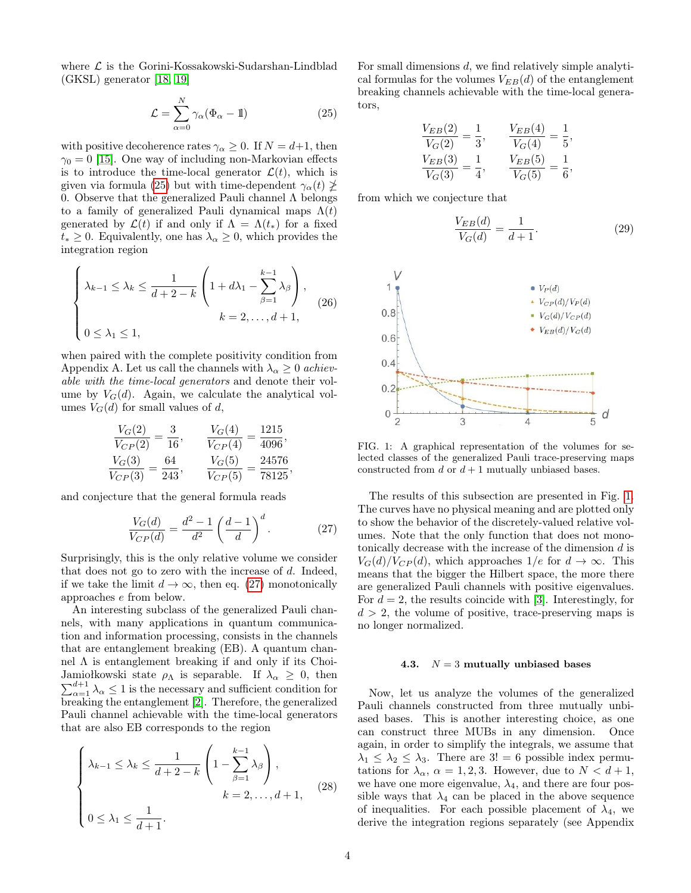where $\mathcal{L}$ is the Gorini-Kossakowski-Sudarshan-Lindblad (GKSL) generator [18, 19]

$$\mathcal{L} = \sum_{\alpha=0}^{N} \gamma_\alpha (\Phi_\alpha - \mathbb{1}) \tag{25}$$

with positive decoherence rates $\gamma_\alpha \geq 0$. If $N = d+1$, then $\gamma_0 = 0$ [15]. One way of including non-Markovian effects is to introduce the time-local generator $\mathcal{L}(t)$, which is given via formula (25) but with time-dependent $\gamma_\alpha(t) \ngeq 0$. Observe that the generalized Pauli channel $\Lambda$ belongs to a family of generalized Pauli dynamical maps $\Lambda(t)$ generated by $\mathcal{L}(t)$ if and only if $\Lambda = \Lambda(t_*)$ for a fixed $t_* \geq 0$. Equivalently, one has $\lambda_\alpha \geq 0$, which provides the integration region

$$\begin{cases} \lambda_{k-1} \leq \lambda_k \leq \dfrac{1}{d+2-k}\left(1 + d\lambda_1 - \displaystyle\sum_{\beta=1}^{k-1} \lambda_\beta\right), \\ \qquad\qquad\qquad\qquad k = 2, \ldots, d+1, \\ 0 \leq \lambda_1 \leq 1, \end{cases} \tag{26}$$

when paired with the complete positivity condition from Appendix A. Let us call the channels with $\lambda_\alpha \geq 0$ *achievable with the time-local generators* and denote their volume by $V_G(d)$. Again, we calculate the analytical volumes $V_G(d)$ for small values of $d$,

$$\frac{V_G(2)}{V_{CP}(2)} = \frac{3}{16}, \qquad \frac{V_G(4)}{V_{CP}(4)} = \frac{1215}{4096},$$
$$\frac{V_G(3)}{V_{CP}(3)} = \frac{64}{243}, \qquad \frac{V_G(5)}{V_{CP}(5)} = \frac{24576}{78125},$$

and conjecture that the general formula reads

$$\frac{V_G(d)}{V_{CP}(d)} = \frac{d^2-1}{d^2}\left(\frac{d-1}{d}\right)^d. \tag{27}$$

Surprisingly, this is the only relative volume we consider that does not go to zero with the increase of $d$. Indeed, if we take the limit $d \to \infty$, then eq. (27) monotonically approaches $e$ from below.

An interesting subclass of the generalized Pauli channels, with many applications in quantum communication and information processing, consists in the channels that are entanglement breaking (EB). A quantum channel $\Lambda$ is entanglement breaking if and only if its Choi-Jamiołkowski state $\rho_\Lambda$ is separable. If $\lambda_\alpha \geq 0$, then $\sum_{\alpha=1}^{d+1} \lambda_\alpha \leq 1$ is the necessary and sufficient condition for breaking the entanglement [2]. Therefore, the generalized Pauli channel achievable with the time-local generators that are also EB corresponds to the region

$$\begin{cases} \lambda_{k-1} \leq \lambda_k \leq \dfrac{1}{d+2-k}\left(1 - \displaystyle\sum_{\beta=1}^{k-1} \lambda_\beta\right), \\ \qquad\qquad\qquad\qquad k = 2, \ldots, d+1, \\ 0 \leq \lambda_1 \leq \dfrac{1}{d+1}. \end{cases} \tag{28}$$

For small dimensions $d$, we find relatively simple analytical formulas for the volumes $V_{EB}(d)$ of the entanglement breaking channels achievable with the time-local generators,

$$\frac{V_{EB}(2)}{V_G(2)} = \frac{1}{3}, \qquad \frac{V_{EB}(4)}{V_G(4)} = \frac{1}{5},$$
$$\frac{V_{EB}(3)}{V_G(3)} = \frac{1}{4}, \qquad \frac{V_{EB}(5)}{V_G(5)} = \frac{1}{6},$$

from which we conjecture that

$$\frac{V_{EB}(d)}{V_G(d)} = \frac{1}{d+1}. \tag{29}$$

FIG. 1: A graphical representation of the volumes for selected classes of the generalized Pauli trace-preserving maps constructed from $d$ or $d+1$ mutually unbiased bases.

The results of this subsection are presented in Fig. 1. The curves have no physical meaning and are plotted only to show the behavior of the discretely-valued relative volumes. Note that the only function that does not monotonically decrease with the increase of the dimension $d$ is $V_G(d)/V_{CP}(d)$, which approaches $1/e$ for $d \to \infty$. This means that the bigger the Hilbert space, the more there are generalized Pauli channels with positive eigenvalues. For $d = 2$, the results coincide with [3]. Interestingly, for $d > 2$, the volume of positive, trace-preserving maps is no longer normalized.

### 4.3. $N = 3$ mutually unbiased bases

Now, let us analyze the volumes of the generalized Pauli channels constructed from three mutually unbiased bases. This is another interesting choice, as one can construct three MUBs in any dimension. Once again, in order to simplify the integrals, we assume that $\lambda_1 \leq \lambda_2 \leq \lambda_3$. There are $3! = 6$ possible index permutations for $\lambda_\alpha$, $\alpha = 1, 2, 3$. However, due to $N < d+1$, we have one more eigenvalue, $\lambda_4$, and there are four possible ways that $\lambda_4$ can be placed in the above sequence of inequalities. For each possible placement of $\lambda_4$, we derive the integration regions separately (see Appendix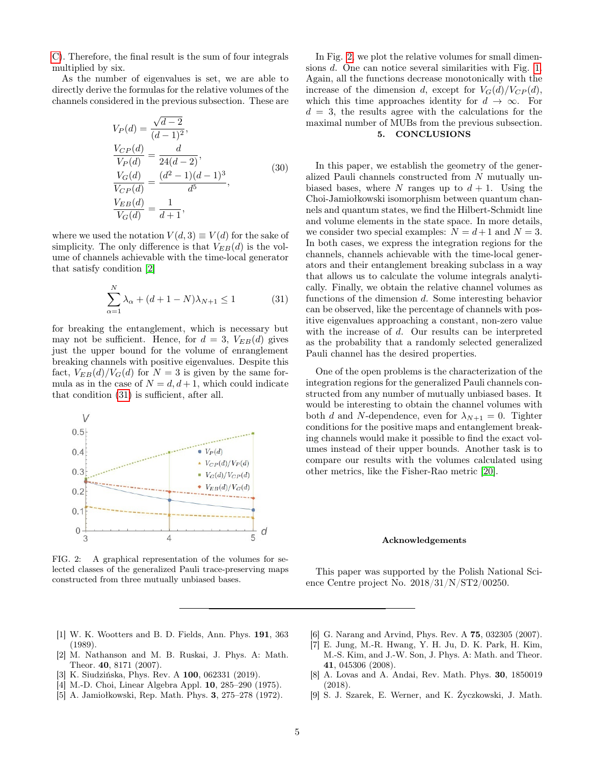C). Therefore, the final result is the sum of four integrals multiplied by six.

As the number of eigenvalues is set, we are able to directly derive the formulas for the relative volumes of the channels considered in the previous subsection. These are

$$
\begin{aligned}
V_P(d) &= \frac{\sqrt{d-2}}{(d-1)^2}, \\
\frac{V_{CP}(d)}{V_P(d)} &= \frac{d}{24(d-2)}, \\
\frac{V_G(d)}{V_{CP}(d)} &= \frac{(d^2-1)(d-1)^3}{d^5}, \\
\frac{V_{EB}(d)}{V_G(d)} &= \frac{1}{d+1},
\end{aligned}
\tag{30}
$$

where we used the notation $V(d,3) \equiv V(d)$ for the sake of simplicity. The only difference is that $V_{EB}(d)$ is the volume of channels achievable with the time-local generator that satisfy condition [2]

$$
\sum_{\alpha=1}^{N} \lambda_\alpha + (d+1-N)\lambda_{N+1} \leq 1 \tag{31}
$$

for breaking the entanglement, which is necessary but may not be sufficient. Hence, for $d=3$, $V_{EB}(d)$ gives just the upper bound for the volume of enranglement breaking channels with positive eigenvalues. Despite this fact, $V_{EB}(d)/V_G(d)$ for $N=3$ is given by the same formula as in the case of $N=d, d+1$, which could indicate that condition (31) is sufficient, after all.

FIG. 2: A graphical representation of the volumes for selected classes of the generalized Pauli trace-preserving maps constructed from three mutually unbiased bases.

In Fig. 2, we plot the relative volumes for small dimensions $d$. One can notice several similarities with Fig. 1. Again, all the functions decrease monotonically with the increase of the dimension $d$, except for $V_G(d)/V_{CP}(d)$, which this time approaches identity for $d \to \infty$. For $d=3$, the results agree with the calculations for the maximal number of MUBs from the previous subsection.

## 5. CONCLUSIONS

In this paper, we establish the geometry of the generalized Pauli channels constructed from $N$ mutually unbiased bases, where $N$ ranges up to $d+1$. Using the Choi-Jamiołkowski isomorphism between quantum channels and quantum states, we find the Hilbert-Schmidt line and volume elements in the state space. In more details, we consider two special examples: $N=d+1$ and $N=3$. In both cases, we express the integration regions for the channels, channels achievable with the time-local generators and their entanglement breaking subclass in a way that allows us to calculate the volume integrals analytically. Finally, we obtain the relative channel volumes as functions of the dimension $d$. Some interesting behavior can be observed, like the percentage of channels with positive eigenvalues approaching a constant, non-zero value with the increase of $d$. Our results can be interpreted as the probability that a randomly selected generalized Pauli channel has the desired properties.

One of the open problems is the characterization of the integration regions for the generalized Pauli channels constructed from any number of mutually unbiased bases. It would be interesting to obtain the channel volumes with both $d$ and $N$-dependence, even for $\lambda_{N+1}=0$. Tighter conditions for the positive maps and entanglement breaking channels would make it possible to find the exact volumes instead of their upper bounds. Another task is to compare our results with the volumes calculated using other metrics, like the Fisher-Rao metric [20].

### Acknowledgements

This paper was supported by the Polish National Science Centre project No. 2018/31/N/ST2/00250.

---

[1] W. K. Wootters and B. D. Fields, Ann. Phys. **191**, 363 (1989).
[2] M. Nathanson and M. B. Ruskai, J. Phys. A: Math. Theor. **40**, 8171 (2007).
[3] K. Siudzińska, Phys. Rev. A **100**, 062331 (2019).
[4] M.-D. Choi, Linear Algebra Appl. **10**, 285–290 (1975).
[5] A. Jamiołkowski, Rep. Math. Phys. **3**, 275–278 (1972).
[6] G. Narang and Arvind, Phys. Rev. A **75**, 032305 (2007).
[7] E. Jung, M.-R. Hwang, Y. H. Ju, D. K. Park, H. Kim, M.-S. Kim, and J.-W. Son, J. Phys. A: Math. and Theor. **41**, 045306 (2008).
[8] A. Lovas and A. Andai, Rev. Math. Phys. **30**, 1850019 (2018).
[9] S. J. Szarek, E. Werner, and K. Życzkowski, J. Math.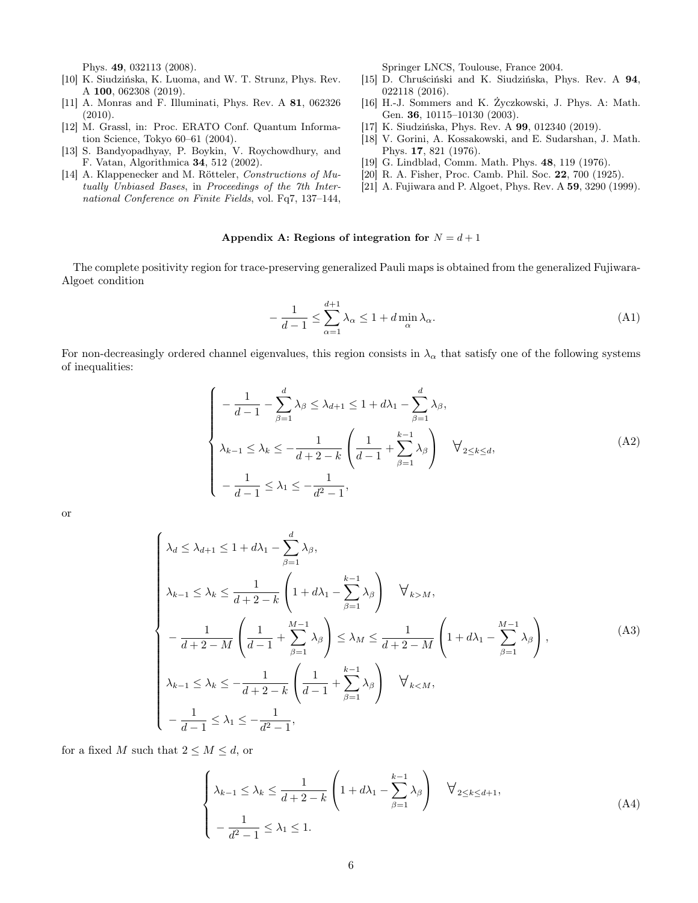Phys. **49**, 032113 (2008).

[10] K. Siudzińska, K. Luoma, and W. T. Strunz, Phys. Rev. A **100**, 062308 (2019).

[11] A. Monras and F. Illuminati, Phys. Rev. A **81**, 062326 (2010).

[12] M. Grassl, in: Proc. ERATO Conf. Quantum Information Science, Tokyo 60–61 (2004).

[13] S. Bandyopadhyay, P. Boykin, V. Roychowdhury, and F. Vatan, Algorithmica **34**, 512 (2002).

[14] A. Klappenecker and M. Rötteler, *Constructions of Mutually Unbiased Bases*, in *Proceedings of the 7th International Conference on Finite Fields*, vol. Fq7, 137–144, Springer LNCS, Toulouse, France 2004.

[15] D. Chruściński and K. Siudzińska, Phys. Rev. A **94**, 022118 (2016).

[16] H.-J. Sommers and K. Życzkowski, J. Phys. A: Math. Gen. **36**, 10115–10130 (2003).

[17] K. Siudzińska, Phys. Rev. A **99**, 012340 (2019).

[18] V. Gorini, A. Kossakowski, and E. Sudarshan, J. Math. Phys. **17**, 821 (1976).

[19] G. Lindblad, Comm. Math. Phys. **48**, 119 (1976).

[20] R. A. Fisher, Proc. Camb. Phil. Soc. **22**, 700 (1925).

[21] A. Fujiwara and P. Algoet, Phys. Rev. A **59**, 3290 (1999).

## Appendix A: Regions of integration for $N = d+1$

The complete positivity region for trace-preserving generalized Pauli maps is obtained from the generalized Fujiwara-Algoet condition

$$-\frac{1}{d-1} \leq \sum_{\alpha=1}^{d+1} \lambda_\alpha \leq 1 + d \min_\alpha \lambda_\alpha. \tag{A1}$$

For non-decreasingly ordered channel eigenvalues, this region consists in $\lambda_\alpha$ that satisfy one of the following systems of inequalities:

$$\begin{cases} -\dfrac{1}{d-1} - \displaystyle\sum_{\beta=1}^{d} \lambda_\beta \leq \lambda_{d+1} \leq 1 + d\lambda_1 - \displaystyle\sum_{\beta=1}^{d} \lambda_\beta, \\ \lambda_{k-1} \leq \lambda_k \leq -\dfrac{1}{d+2-k}\left(\dfrac{1}{d-1} + \displaystyle\sum_{\beta=1}^{k-1}\lambda_\beta\right) \quad \forall_{2\leq k\leq d}, \\ -\dfrac{1}{d-1} \leq \lambda_1 \leq -\dfrac{1}{d^2-1}, \end{cases} \tag{A2}$$

or

$$\begin{cases} \lambda_d \leq \lambda_{d+1} \leq 1 + d\lambda_1 - \displaystyle\sum_{\beta=1}^{d} \lambda_\beta, \\ \lambda_{k-1} \leq \lambda_k \leq \dfrac{1}{d+2-k}\left(1 + d\lambda_1 - \displaystyle\sum_{\beta=1}^{k-1}\lambda_\beta\right) \quad \forall_{k>M}, \\ -\dfrac{1}{d+2-M}\left(\dfrac{1}{d-1} + \displaystyle\sum_{\beta=1}^{M-1}\lambda_\beta\right) \leq \lambda_M \leq \dfrac{1}{d+2-M}\left(1 + d\lambda_1 - \displaystyle\sum_{\beta=1}^{M-1}\lambda_\beta\right), \\ \lambda_{k-1} \leq \lambda_k \leq -\dfrac{1}{d+2-k}\left(\dfrac{1}{d-1} + \displaystyle\sum_{\beta=1}^{k-1}\lambda_\beta\right) \quad \forall_{k<M}, \\ -\dfrac{1}{d-1} \leq \lambda_1 \leq -\dfrac{1}{d^2-1}, \end{cases} \tag{A3}$$

for a fixed $M$ such that $2 \leq M \leq d$, or

$$\begin{cases} \lambda_{k-1} \leq \lambda_k \leq \dfrac{1}{d+2-k}\left(1 + d\lambda_1 - \displaystyle\sum_{\beta=1}^{k-1}\lambda_\beta\right) \quad \forall_{2\leq k\leq d+1}, \\ -\dfrac{1}{d^2-1} \leq \lambda_1 \leq 1. \end{cases} \tag{A4}$$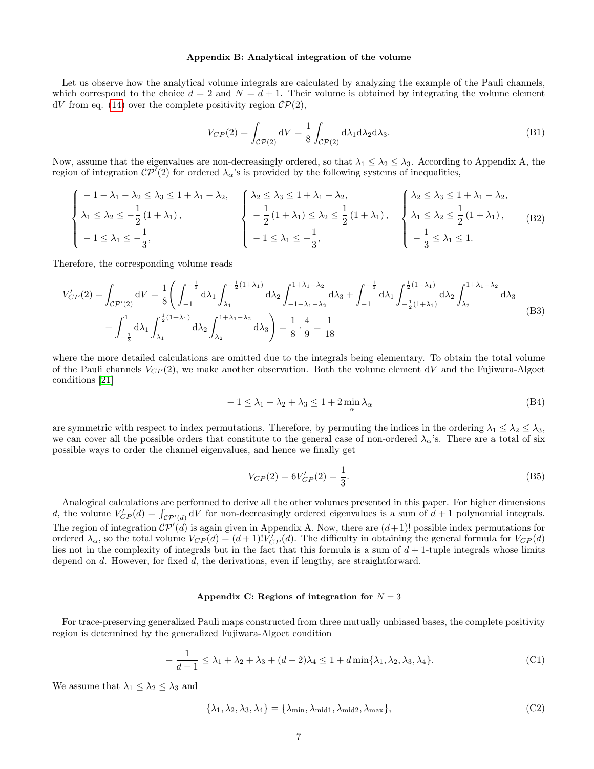### Appendix B: Analytical integration of the volume

Let us observe how the analytical volume integrals are calculated by analyzing the example of the Pauli channels, which correspond to the choice $d = 2$ and $N = d + 1$. Their volume is obtained by integrating the volume element $\mathrm{d}V$ from eq. (14) over the complete positivity region $\mathcal{CP}(2)$,

$$V_{CP}(2) = \int_{\mathcal{CP}(2)} \mathrm{d}V = \frac{1}{8}\int_{\mathcal{CP}(2)} \mathrm{d}\lambda_1 \mathrm{d}\lambda_2 \mathrm{d}\lambda_3. \tag{B1}$$

Now, assume that the eigenvalues are non-decreasingly ordered, so that $\lambda_1 \leq \lambda_2 \leq \lambda_3$. According to Appendix A, the region of integration $\mathcal{CP}'(2)$ for ordered $\lambda_\alpha$'s is provided by the following systems of inequalities,

$$\begin{cases} -1-\lambda_1-\lambda_2 \leq \lambda_3 \leq 1+\lambda_1-\lambda_2, \\ \lambda_1 \leq \lambda_2 \leq -\frac{1}{2}(1+\lambda_1), \\ -1 \leq \lambda_1 \leq -\frac{1}{3}, \end{cases} \quad \begin{cases} \lambda_2 \leq \lambda_3 \leq 1+\lambda_1-\lambda_2, \\ -\frac{1}{2}(1+\lambda_1) \leq \lambda_2 \leq \frac{1}{2}(1+\lambda_1), \\ -1 \leq \lambda_1 \leq -\frac{1}{3}, \end{cases} \quad \begin{cases} \lambda_2 \leq \lambda_3 \leq 1+\lambda_1-\lambda_2, \\ \lambda_1 \leq \lambda_2 \leq \frac{1}{2}(1+\lambda_1), \\ -\frac{1}{3} \leq \lambda_1 \leq 1. \end{cases} \tag{B2}$$

Therefore, the corresponding volume reads

$$\begin{aligned} V'_{CP}(2) = \int_{\mathcal{CP}'(2)} \mathrm{d}V = \frac{1}{8}\Bigg( &\int_{-1}^{-\frac{1}{3}} \mathrm{d}\lambda_1 \int_{\lambda_1}^{-\frac{1}{2}(1+\lambda_1)} \mathrm{d}\lambda_2 \int_{-1-\lambda_1-\lambda_2}^{1+\lambda_1-\lambda_2} \mathrm{d}\lambda_3 + \int_{-1}^{-\frac{1}{3}} \mathrm{d}\lambda_1 \int_{-\frac{1}{2}(1+\lambda_1)}^{\frac{1}{2}(1+\lambda_1)} \mathrm{d}\lambda_2 \int_{\lambda_2}^{1+\lambda_1-\lambda_2} \mathrm{d}\lambda_3 \\ &+ \int_{-\frac{1}{3}}^{1} \mathrm{d}\lambda_1 \int_{\lambda_1}^{\frac{1}{2}(1+\lambda_1)} \mathrm{d}\lambda_2 \int_{\lambda_2}^{1+\lambda_1-\lambda_2} \mathrm{d}\lambda_3 \Bigg) = \frac{1}{8}\cdot\frac{4}{9} = \frac{1}{18} \end{aligned} \tag{B3}$$

where the more detailed calculations are omitted due to the integrals being elementary. To obtain the total volume of the Pauli channels $V_{CP}(2)$, we make another observation. Both the volume element $\mathrm{d}V$ and the Fujiwara-Algoet conditions [21]

$$-1 \leq \lambda_1 + \lambda_2 + \lambda_3 \leq 1 + 2\min_\alpha \lambda_\alpha \tag{B4}$$

are symmetric with respect to index permutations. Therefore, by permuting the indices in the ordering $\lambda_1 \leq \lambda_2 \leq \lambda_3$, we can cover all the possible orders that constitute to the general case of non-ordered $\lambda_\alpha$'s. There are a total of six possible ways to order the channel eigenvalues, and hence we finally get

$$V_{CP}(2) = 6V'_{CP}(2) = \frac{1}{3}. \tag{B5}$$

Analogical calculations are performed to derive all the other volumes presented in this paper. For higher dimensions $d$, the volume $V'_{CP}(d) = \int_{\mathcal{CP}'(d)} \mathrm{d}V$ for non-decreasingly ordered eigenvalues is a sum of $d+1$ polynomial integrals. The region of integration $\mathcal{CP}'(d)$ is again given in Appendix A. Now, there are $(d+1)!$ possible index permutations for ordered $\lambda_\alpha$, so the total volume $V_{CP}(d) = (d+1)!V'_{CP}(d)$. The difficulty in obtaining the general formula for $V_{CP}(d)$ lies not in the complexity of integrals but in the fact that this formula is a sum of $d+1$-tuple integrals whose limits depend on $d$. However, for fixed $d$, the derivations, even if lengthy, are straightforward.

### Appendix C: Regions of integration for $N = 3$

For trace-preserving generalized Pauli maps constructed from three mutually unbiased bases, the complete positivity region is determined by the generalized Fujiwara-Algoet condition

$$-\frac{1}{d-1} \leq \lambda_1 + \lambda_2 + \lambda_3 + (d-2)\lambda_4 \leq 1 + d\min\{\lambda_1, \lambda_2, \lambda_3, \lambda_4\}. \tag{C1}$$

We assume that $\lambda_1 \leq \lambda_2 \leq \lambda_3$ and

$$\{\lambda_1, \lambda_2, \lambda_3, \lambda_4\} = \{\lambda_{\min}, \lambda_{\mathrm{mid}1}, \lambda_{\mathrm{mid}2}, \lambda_{\max}\}, \tag{C2}$$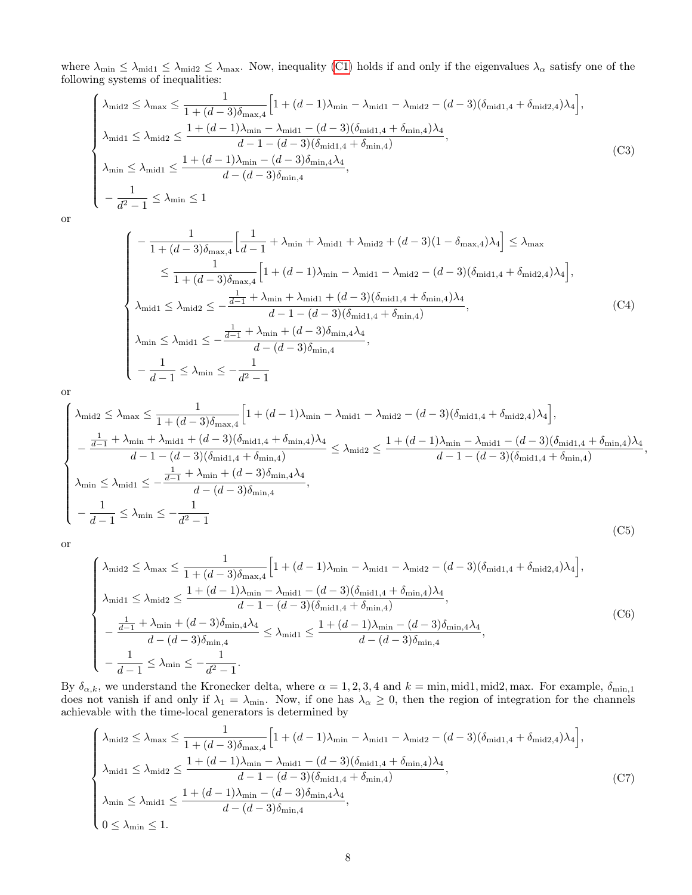where $\lambda_{\min} \leq \lambda_{\mathrm{mid1}} \leq \lambda_{\mathrm{mid2}} \leq \lambda_{\max}$. Now, inequality (C1) holds if and only if the eigenvalues $\lambda_\alpha$ satisfy one of the following systems of inequalities:

$$
\begin{cases}
\lambda_{\mathrm{mid2}} \leq \lambda_{\max} \leq \dfrac{1}{1+(d-3)\delta_{\max,4}}\Big[1+(d-1)\lambda_{\min} - \lambda_{\mathrm{mid1}} - \lambda_{\mathrm{mid2}} - (d-3)(\delta_{\mathrm{mid1},4}+\delta_{\mathrm{mid2},4})\lambda_4\Big], \\
\lambda_{\mathrm{mid1}} \leq \lambda_{\mathrm{mid2}} \leq \dfrac{1+(d-1)\lambda_{\min} - \lambda_{\mathrm{mid1}} - (d-3)(\delta_{\mathrm{mid1},4}+\delta_{\min,4})\lambda_4}{d-1-(d-3)(\delta_{\mathrm{mid1},4}+\delta_{\min,4})}, \\
\lambda_{\min} \leq \lambda_{\mathrm{mid1}} \leq \dfrac{1+(d-1)\lambda_{\min} - (d-3)\delta_{\min,4}\lambda_4}{d-(d-3)\delta_{\min,4}}, \\
-\dfrac{1}{d^2-1} \leq \lambda_{\min} \leq 1
\end{cases}
\tag{C3}
$$

or

$$
\begin{cases}
-\dfrac{1}{1+(d-3)\delta_{\max,4}}\Big[\dfrac{1}{d-1}+\lambda_{\min}+\lambda_{\mathrm{mid1}}+\lambda_{\mathrm{mid2}}+(d-3)(1-\delta_{\max,4})\lambda_4\Big] \leq \lambda_{\max} \\
\qquad \leq \dfrac{1}{1+(d-3)\delta_{\max,4}}\Big[1+(d-1)\lambda_{\min} - \lambda_{\mathrm{mid1}} - \lambda_{\mathrm{mid2}} - (d-3)(\delta_{\mathrm{mid1},4}+\delta_{\mathrm{mid2},4})\lambda_4\Big], \\
\lambda_{\mathrm{mid1}} \leq \lambda_{\mathrm{mid2}} \leq -\dfrac{\frac{1}{d-1}+\lambda_{\min}+\lambda_{\mathrm{mid1}}+(d-3)(\delta_{\mathrm{mid1},4}+\delta_{\min,4})\lambda_4}{d-1-(d-3)(\delta_{\mathrm{mid1},4}+\delta_{\min,4})}, \\
\lambda_{\min} \leq \lambda_{\mathrm{mid1}} \leq -\dfrac{\frac{1}{d-1}+\lambda_{\min}+(d-3)\delta_{\min,4}\lambda_4}{d-(d-3)\delta_{\min,4}}, \\
-\dfrac{1}{d-1} \leq \lambda_{\min} \leq -\dfrac{1}{d^2-1}
\end{cases}
\tag{C4}
$$

or

$$
\begin{cases}
\lambda_{\mathrm{mid2}} \leq \lambda_{\max} \leq \dfrac{1}{1+(d-3)\delta_{\max,4}}\Big[1+(d-1)\lambda_{\min} - \lambda_{\mathrm{mid1}} - \lambda_{\mathrm{mid2}} - (d-3)(\delta_{\mathrm{mid1},4}+\delta_{\mathrm{mid2},4})\lambda_4\Big], \\
-\dfrac{\frac{1}{d-1}+\lambda_{\min}+\lambda_{\mathrm{mid1}}+(d-3)(\delta_{\mathrm{mid1},4}+\delta_{\min,4})\lambda_4}{d-1-(d-3)(\delta_{\mathrm{mid1},4}+\delta_{\min,4})} \leq \lambda_{\mathrm{mid2}} \leq \dfrac{1+(d-1)\lambda_{\min} - \lambda_{\mathrm{mid1}} - (d-3)(\delta_{\mathrm{mid1},4}+\delta_{\min,4})\lambda_4}{d-1-(d-3)(\delta_{\mathrm{mid1},4}+\delta_{\min,4})}, \\
\lambda_{\min} \leq \lambda_{\mathrm{mid1}} \leq -\dfrac{\frac{1}{d-1}+\lambda_{\min}+(d-3)\delta_{\min,4}\lambda_4}{d-(d-3)\delta_{\min,4}}, \\
-\dfrac{1}{d-1} \leq \lambda_{\min} \leq -\dfrac{1}{d^2-1}
\end{cases}
\tag{C5}
$$

or

$$
\begin{cases}
\lambda_{\mathrm{mid2}} \leq \lambda_{\max} \leq \dfrac{1}{1+(d-3)\delta_{\max,4}}\Big[1+(d-1)\lambda_{\min} - \lambda_{\mathrm{mid1}} - \lambda_{\mathrm{mid2}} - (d-3)(\delta_{\mathrm{mid1},4}+\delta_{\mathrm{mid2},4})\lambda_4\Big], \\
\lambda_{\mathrm{mid1}} \leq \lambda_{\mathrm{mid2}} \leq \dfrac{1+(d-1)\lambda_{\min} - \lambda_{\mathrm{mid1}} - (d-3)(\delta_{\mathrm{mid1},4}+\delta_{\min,4})\lambda_4}{d-1-(d-3)(\delta_{\mathrm{mid1},4}+\delta_{\min,4})}, \\
-\dfrac{\frac{1}{d-1}+\lambda_{\min}+(d-3)\delta_{\min,4}\lambda_4}{d-(d-3)\delta_{\min,4}} \leq \lambda_{\mathrm{mid1}} \leq \dfrac{1+(d-1)\lambda_{\min} - (d-3)\delta_{\min,4}\lambda_4}{d-(d-3)\delta_{\min,4}}, \\
-\dfrac{1}{d-1} \leq \lambda_{\min} \leq -\dfrac{1}{d^2-1}.
\end{cases}
\tag{C6}
$$

By $\delta_{\alpha,k}$, we understand the Kronecker delta, where $\alpha = 1,2,3,4$ and $k = \min, \mathrm{mid1}, \mathrm{mid2}, \max$. For example, $\delta_{\min,1}$ does not vanish if and only if $\lambda_1 = \lambda_{\min}$. Now, if one has $\lambda_\alpha \geq 0$, then the region of integration for the channels achievable with the time-local generators is determined by

$$
\begin{cases}
\lambda_{\mathrm{mid2}} \leq \lambda_{\max} \leq \dfrac{1}{1+(d-3)\delta_{\max,4}}\Big[1+(d-1)\lambda_{\min} - \lambda_{\mathrm{mid1}} - \lambda_{\mathrm{mid2}} - (d-3)(\delta_{\mathrm{mid1},4}+\delta_{\mathrm{mid2},4})\lambda_4\Big], \\
\lambda_{\mathrm{mid1}} \leq \lambda_{\mathrm{mid2}} \leq \dfrac{1+(d-1)\lambda_{\min} - \lambda_{\mathrm{mid1}} - (d-3)(\delta_{\mathrm{mid1},4}+\delta_{\min,4})\lambda_4}{d-1-(d-3)(\delta_{\mathrm{mid1},4}+\delta_{\min,4})}, \\
\lambda_{\min} \leq \lambda_{\mathrm{mid1}} \leq \dfrac{1+(d-1)\lambda_{\min} - (d-3)\delta_{\min,4}\lambda_4}{d-(d-3)\delta_{\min,4}}, \\
0 \leq \lambda_{\min} \leq 1.
\end{cases}
\tag{C7}
$$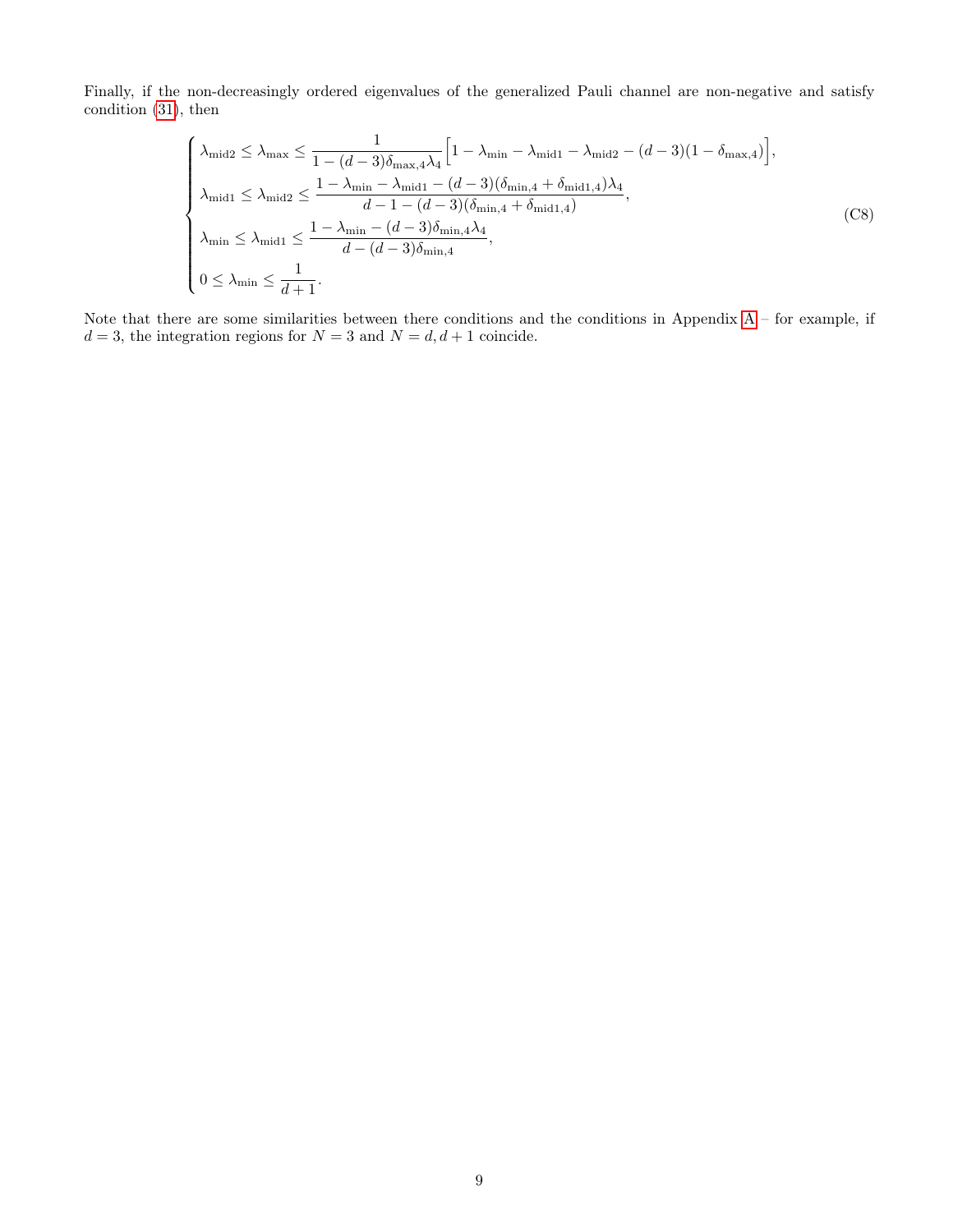Finally, if the non-decreasingly ordered eigenvalues of the generalized Pauli channel are non-negative and satisfy condition (31), then

$$
\begin{cases}
\lambda_{\mathrm{mid2}} \leq \lambda_{\max} \leq \dfrac{1}{1-(d-3)\delta_{\max,4}\lambda_4}\Big[1-\lambda_{\min}-\lambda_{\mathrm{mid1}}-\lambda_{\mathrm{mid2}}-(d-3)(1-\delta_{\max,4})\Big], \\[2ex]
\lambda_{\mathrm{mid1}} \leq \lambda_{\mathrm{mid2}} \leq \dfrac{1-\lambda_{\min}-\lambda_{\mathrm{mid1}}-(d-3)(\delta_{\min,4}+\delta_{\mathrm{mid1},4})\lambda_4}{d-1-(d-3)(\delta_{\min,4}+\delta_{\mathrm{mid1},4})}, \\[2ex]
\lambda_{\min} \leq \lambda_{\mathrm{mid1}} \leq \dfrac{1-\lambda_{\min}-(d-3)\delta_{\min,4}\lambda_4}{d-(d-3)\delta_{\min,4}}, \\[2ex]
0 \leq \lambda_{\min} \leq \dfrac{1}{d+1}.
\end{cases}
\tag{C8}
$$

Note that there are some similarities between there conditions and the conditions in Appendix A – for example, if $d = 3$, the integration regions for $N = 3$ and $N = d, d+1$ coincide.